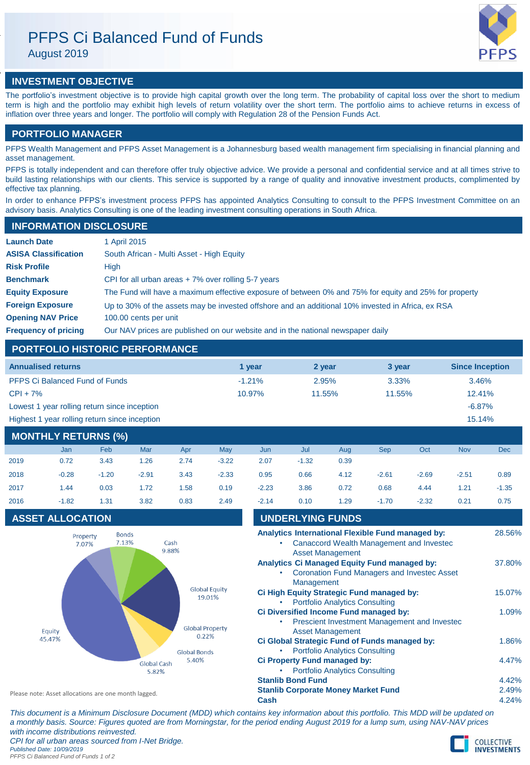# PFPS Ci Balanced Fund of Funds

August 2019

## INVESTMENT OBJECTIVE

The portfolio's investment objective is to provide high capital growth over the long term. The probability of capital loss over the short to medium term is high and the portfolio may exhibit high levels of return volatility over the short term. The portfolio aims to achieve returns in excess of inflation over three years and longer. The portfolio will comply with Regulation 28 of the Pension Funds Act.

## PORTFOLIO MANAGER

PFPS Wealth Management and PFPS Asset Management is a Johannesburg based wealth management firm specialising in financial planning and asset management.

PFPS is totally independent and can therefore offer truly objective advice. We provide a personal and confidential service and at all times strive to build lasting relationships with our clients. This service is supported by a range of quality and innovative investment products, complimented by effective tax planning.

In order to enhance PFPS's investment process PFPS has appointed Analytics Consulting to consult to the PFPS Investment Committee on an advisory basis. Analytics Consulting is one of the leading investment consulting operations in South Africa.

## INFORMATION DISCLOSURE

| | |
|---|---|
| **Launch Date** | 1 April 2015 |
| **ASISA Classification** | South African - Multi Asset - High Equity |
| **Risk Profile** | High |
| **Benchmark** | CPI for all urban areas + 7% over rolling 5-7 years |
| **Equity Exposure** | The Fund will have a maximum effective exposure of between 0% and 75% for equity and 25% for property |
| **Foreign Exposure** | Up to 30% of the assets may be invested offshore and an additional 10% invested in Africa, ex RSA |
| **Opening NAV Price** | 100.00 cents per unit |
| **Frequency of pricing** | Our NAV prices are published on our website and in the national newspaper daily |

## PORTFOLIO HISTORIC PERFORMANCE

| Annualised returns | 1 year | 2 year | 3 year | Since Inception |
|---|---|---|---|---|
| PFPS Ci Balanced Fund of Funds | -1.21% | 2.95% | 3.33% | 3.46% |
| CPI + 7% | 10.97% | 11.55% | 11.55% | 12.41% |
| Lowest 1 year rolling return since inception | | | | -6.87% |
| Highest 1 year rolling return since inception | | | | 15.14% |

## MONTHLY RETURNS (%)

| | Jan | Feb | Mar | Apr | May | Jun | Jul | Aug | Sep | Oct | Nov | Dec |
|---|---|---|---|---|---|---|---|---|---|---|---|---|
| 2019 | 0.72 | 3.43 | 1.26 | 2.74 | -3.22 | 2.07 | -1.32 | 0.39 | | | | |
| 2018 | -0.28 | -1.20 | -2.91 | 3.43 | -2.33 | 0.95 | 0.66 | 4.12 | -2.61 | -2.69 | -2.51 | 0.89 |
| 2017 | 1.44 | 0.03 | 1.72 | 1.58 | 0.19 | -2.23 | 3.86 | 0.72 | 0.68 | 4.44 | 1.21 | -1.35 |
| 2016 | -1.82 | 1.31 | 3.82 | 0.83 | 2.49 | -2.14 | 0.10 | 1.29 | -1.70 | -2.32 | 0.21 | 0.75 |

## ASSET ALLOCATION

| Asset | Allocation |
|---|---|
| Property | 7.07% |
| Bonds | 7.13% |
| Cash | 9.88% |
| Global Equity | 19.01% |
| Global Property | 0.22% |
| Global Bonds | 5.40% |
| Global Cash | 5.82% |
| Equity | 45.47% |

Please note: Asset allocations are one month lagged.

## UNDERLYING FUNDS

| Fund | Weight |
|---|---|
| **Analytics International Flexible Fund managed by:** • Canaccord Wealth Management and Investec Asset Management | 28.56% |
| **Analytics Ci Managed Equity Fund managed by:** • Coronation Fund Managers and Investec Asset Management | 37.80% |
| **Ci High Equity Strategic Fund managed by:** • Portfolio Analytics Consulting | 15.07% |
| **Ci Diversified Income Fund managed by:** • Prescient Investment Management and Investec Asset Management | 1.09% |
| **Ci Global Strategic Fund of Funds managed by:** • Portfolio Analytics Consulting | 1.86% |
| **Ci Property Fund managed by:** • Portfolio Analytics Consulting | 4.47% |
| **Stanlib Bond Fund** | 4.42% |
| **Stanlib Corporate Money Market Fund** | 2.49% |
| **Cash** | 4.24% |

*This document is a Minimum Disclosure Document (MDD) which contains key information about this portfolio. This MDD will be updated on a monthly basis. Source: Figures quoted are from Morningstar, for the period ending August 2019 for a lump sum, using NAV-NAV prices with income distributions reinvested.*

*CPI for all urban areas sourced from I-Net Bridge.*

*Published Date: 10/09/2019*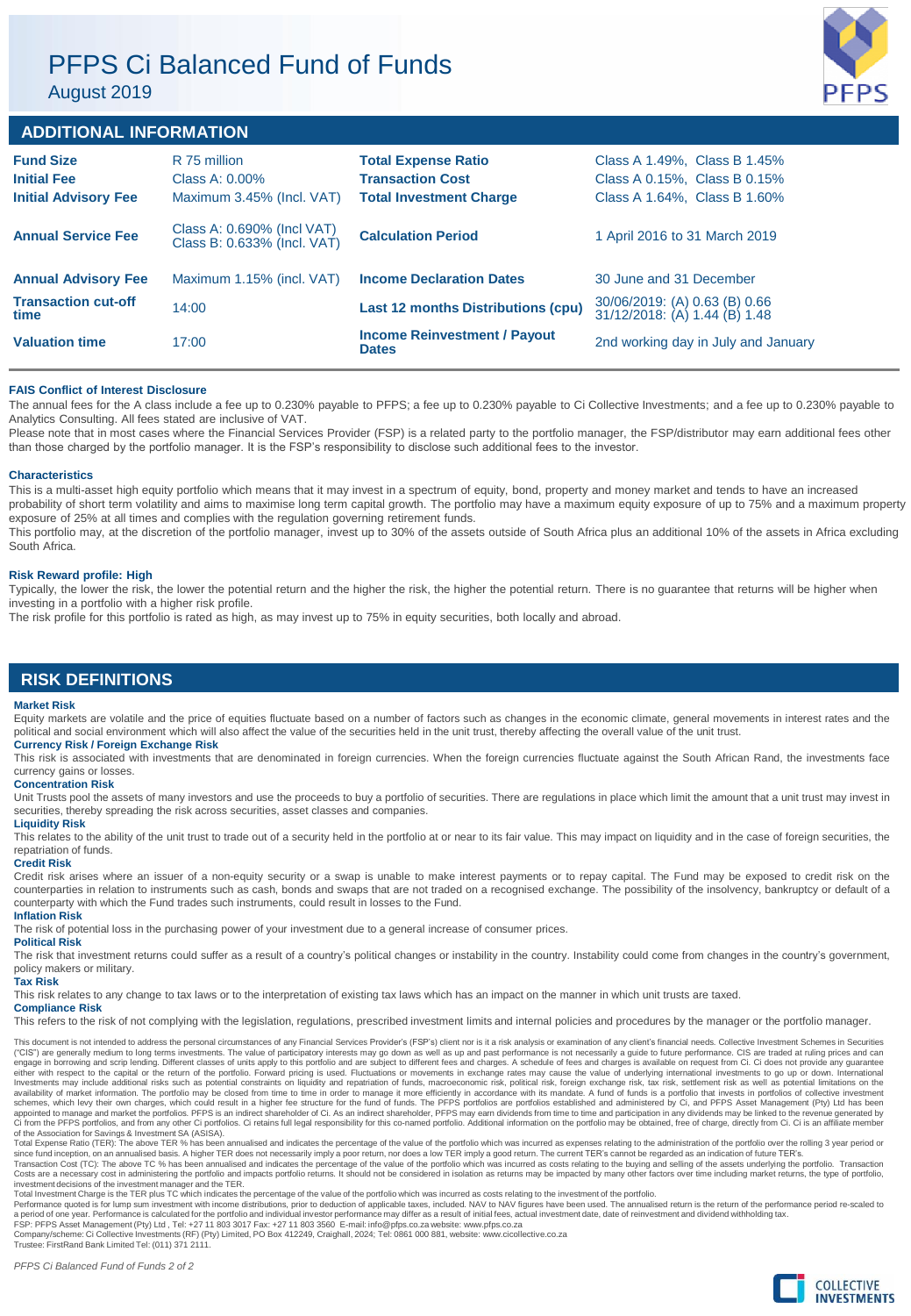# PFPS Ci Balanced Fund of Funds

August 2019

## ADDITIONAL INFORMATION

| | | | |
|---|---|---|---|
| **Fund Size** | R 75 million | **Total Expense Ratio** | Class A 1.49%, Class B 1.45% |
| **Initial Fee** | Class A: 0.00% | **Transaction Cost** | Class A 0.15%, Class B 0.15% |
| **Initial Advisory Fee** | Maximum 3.45% (Incl. VAT) | **Total Investment Charge** | Class A 1.64%, Class B 1.60% |
| **Annual Service Fee** | Class A: 0.690% (Incl VAT) Class B: 0.633% (Incl. VAT) | **Calculation Period** | 1 April 2016 to 31 March 2019 |
| **Annual Advisory Fee** | Maximum 1.15% (incl. VAT) | **Income Declaration Dates** | 30 June and 31 December |
| **Transaction cut-off time** | 14:00 | **Last 12 months Distributions (cpu)** | 30/06/2019: (A) 0.63 (B) 0.66 31/12/2018: (A) 1.44 (B) 1.48 |
| **Valuation time** | 17:00 | **Income Reinvestment / Payout Dates** | 2nd working day in July and January |

**FAIS Conflict of Interest Disclosure**

The annual fees for the A class include a fee up to 0.230% payable to PFPS; a fee up to 0.230% payable to Ci Collective Investments; and a fee up to 0.230% payable to Analytics Consulting. All fees stated are inclusive of VAT.

Please note that in most cases where the Financial Services Provider (FSP) is a related party to the portfolio manager, the FSP/distributor may earn additional fees other than those charged by the portfolio manager. It is the FSP's responsibility to disclose such additional fees to the investor.

**Characteristics**

This is a multi-asset high equity portfolio which means that it may invest in a spectrum of equity, bond, property and money market and tends to have an increased probability of short term volatility and aims to maximise long term capital growth. The portfolio may have a maximum equity exposure of up to 75% and a maximum property exposure of 25% at all times and complies with the regulation governing retirement funds.

This portfolio may, at the discretion of the portfolio manager, invest up to 30% of the assets outside of South Africa plus an additional 10% of the assets in Africa excluding South Africa.

**Risk Reward profile: High**

Typically, the lower the risk, the lower the potential return and the higher the risk, the higher the potential return. There is no guarantee that returns will be higher when investing in a portfolio with a higher risk profile.

The risk profile for this portfolio is rated as high, as may invest up to 75% in equity securities, both locally and abroad.

## RISK DEFINITIONS

**Market Risk**

Equity markets are volatile and the price of equities fluctuate based on a number of factors such as changes in the economic climate, general movements in interest rates and the political and social environment which will also affect the value of the securities held in the unit trust, thereby affecting the overall value of the unit trust.

**Currency Risk / Foreign Exchange Risk**

This risk is associated with investments that are denominated in foreign currencies. When the foreign currencies fluctuate against the South African Rand, the investments face currency gains or losses.

**Concentration Risk**

Unit Trusts pool the assets of many investors and use the proceeds to buy a portfolio of securities. There are regulations in place which limit the amount that a unit trust may invest in securities, thereby spreading the risk across securities, asset classes and companies.

**Liquidity Risk**

This relates to the ability of the unit trust to trade out of a security held in the portfolio at or near to its fair value. This may impact on liquidity and in the case of foreign securities, the repatriation of funds.

**Credit Risk**

Credit risk arises where an issuer of a non-equity security or a swap is unable to make interest payments or to repay capital. The Fund may be exposed to credit risk on the counterparties in relation to instruments such as cash, bonds and swaps that are not traded on a recognised exchange. The possibility of the insolvency, bankruptcy or default of a counterparty with which the Fund trades such instruments, could result in losses to the Fund.

**Inflation Risk**

The risk of potential loss in the purchasing power of your investment due to a general increase of consumer prices.

**Political Risk**

The risk that investment returns could suffer as a result of a country's political changes or instability in the country. Instability could come from changes in the country's government, policy makers or military.

**Tax Risk**

This risk relates to any change to tax laws or to the interpretation of existing tax laws which has an impact on the manner in which unit trusts are taxed.

**Compliance Risk**

This refers to the risk of not complying with the legislation, regulations, prescribed investment limits and internal policies and procedures by the manager or the portfolio manager.

This document is not intended to address the personal circumstances of any Financial Services Provider's (FSP's) client nor is it a risk analysis or examination of any client's financial needs. Collective Investment Schemes in Securities ("CIS") are generally medium to long terms investments. The value of participatory interests may go down as well as up and past performance is not necessarily a guide to future performance. CIS are traded at ruling prices and can engage in borrowing and scrip lending. Different classes of units apply to this portfolio and are subject to different fees and charges. A schedule of fees and charges is available on request from Ci. Ci does not provide any guarantee either with respect to the capital or the return of the portfolio. Forward pricing is used. Fluctuations or movements in exchange rates may cause the value of underlying international investments to go up or down. International Investments may include additional risks such as potential constraints on liquidity and repatriation of funds, macroeconomic risk, political risk, foreign exchange risk, tax risk, settlement risk as well as potential limitations on the availability of market information. The portfolio may be closed from time to time in order to manage it more efficiently in accordance with its mandate. A fund of funds is a portfolio that invests in portfolios of collective investment schemes, which levy their own charges, which could result in a higher fee structure for the fund of funds. The PFPS portfolios are portfolios established and administered by Ci, and PFPS Asset Management (Pty) Ltd has been appointed to manage and market the portfolios. PFPS is an indirect shareholder of Ci. As an indirect shareholder, PFPS may earn dividends from time to time and participation in any dividends may be linked to the revenue generated by Ci from the PFPS portfolios, and from any other Ci portfolios. Ci retains full legal responsibility for this co-named portfolio. Additional information on the portfolio may be obtained, free of charge, directly from Ci. Ci is an affiliate member of the Association for Savings & Investment SA (ASISA).

Total Expense Ratio (TER): The above TER % has been annualised and indicates the percentage of the value of the portfolio which was incurred as expenses relating to the administration of the portfolio over the rolling 3 year period or since fund inception, on an annualised basis. A higher TER does not necessarily imply a poor return, nor does a low TER imply a good return. The current TER's cannot be regarded as an indication of future TER's.

Transaction Cost (TC): The above TC % has been annualised and indicates the percentage of the value of the portfolio which was incurred as costs relating to the buying and selling of the assets underlying the portfolio. Transaction Costs are a necessary cost in administering the portfolio and impacts portfolio returns. It should not be considered in isolation as returns may be impacted by many other factors over time including market returns, the type of portfolio, investment decisions of the investment manager and the TER.

Total Investment Charge is the TER plus TC which indicates the percentage of the value of the portfolio which was incurred as costs relating to the investment of the portfolio.

Performance quoted is for lump sum investment with income distributions, prior to deduction of applicable taxes, included. NAV to NAV figures have been used. The annualised return is the return of the performance period re-scaled to a period of one year. Performance is calculated for the portfolio and individual investor performance may differ as a result of initial fees, actual investment date, date of reinvestment and dividend withholding tax.

FSP: PFPS Asset Management (Pty) Ltd , Tel: +27 11 803 3017 Fax: +27 11 803 3560 E-mail: info@pfps.co.za website: www.pfps.co.za

Company/scheme: Ci Collective Investments (RF) (Pty) Limited, PO Box 412249, Craighall, 2024; Tel: 0861 000 881, website: www.cicollective.co.za

Trustee: FirstRand Bank Limited Tel: (011) 371 2111.